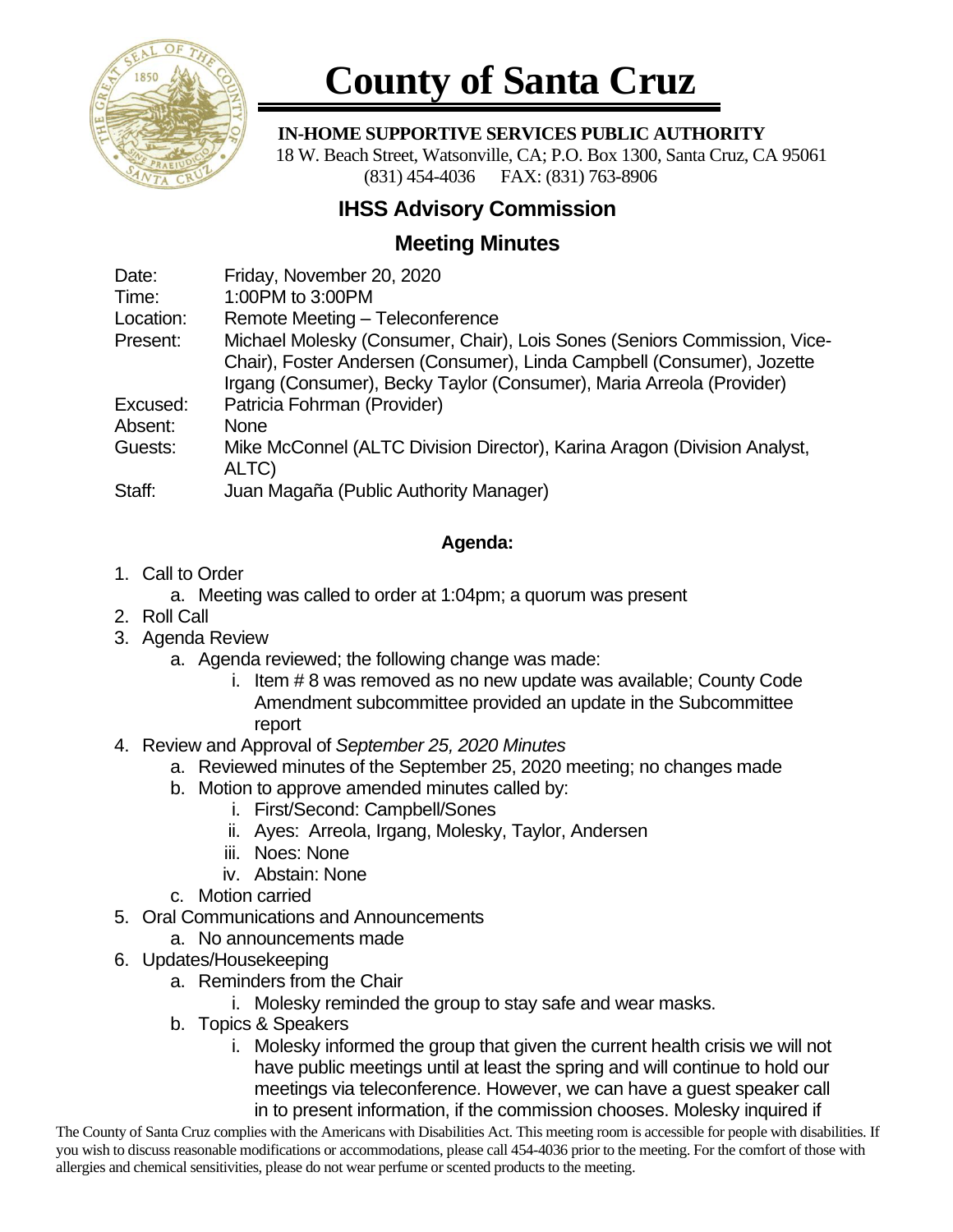# County of Santa Cruz

**IN-HOME SUPPORTIVE SERVICES PUBLIC AUTHORITY**
18 W. Beach Street, Watsonville, CA; P.O. Box 1300, Santa Cruz, CA 95061
(831) 454-4036 FAX: (831) 763-8906

## IHSS Advisory Commission

## Meeting Minutes

| | |
|---|---|
| Date: | Friday, November 20, 2020 |
| Time: | 1:00PM to 3:00PM |
| Location: | Remote Meeting – Teleconference |
| Present: | Michael Molesky (Consumer, Chair), Lois Sones (Seniors Commission, Vice-Chair), Foster Andersen (Consumer), Linda Campbell (Consumer), Jozette Irgang (Consumer), Becky Taylor (Consumer), Maria Arreola (Provider) |
| Excused: | Patricia Fohrman (Provider) |
| Absent: | None |
| Guests: | Mike McConnel (ALTC Division Director), Karina Aragon (Division Analyst, ALTC) |
| Staff: | Juan Magaña (Public Authority Manager) |

**Agenda:**

1. Call to Order
   a. Meeting was called to order at 1:04pm; a quorum was present
2. Roll Call
3. Agenda Review
   a. Agenda reviewed; the following change was made:
      i. Item # 8 was removed as no new update was available; County Code Amendment subcommittee provided an update in the Subcommittee report
4. Review and Approval of *September 25, 2020 Minutes*
   a. Reviewed minutes of the September 25, 2020 meeting; no changes made
   b. Motion to approve amended minutes called by:
      i. First/Second: Campbell/Sones
      ii. Ayes: Arreola, Irgang, Molesky, Taylor, Andersen
      iii. Noes: None
      iv. Abstain: None
   c. Motion carried
5. Oral Communications and Announcements
   a. No announcements made
6. Updates/Housekeeping
   a. Reminders from the Chair
      i. Molesky reminded the group to stay safe and wear masks.
   b. Topics & Speakers
      i. Molesky informed the group that given the current health crisis we will not have public meetings until at least the spring and will continue to hold our meetings via teleconference. However, we can have a guest speaker call in to present information, if the commission chooses. Molesky inquired if

The County of Santa Cruz complies with the Americans with Disabilities Act. This meeting room is accessible for people with disabilities. If you wish to discuss reasonable modifications or accommodations, please call 454-4036 prior to the meeting. For the comfort of those with allergies and chemical sensitivities, please do not wear perfume or scented products to the meeting.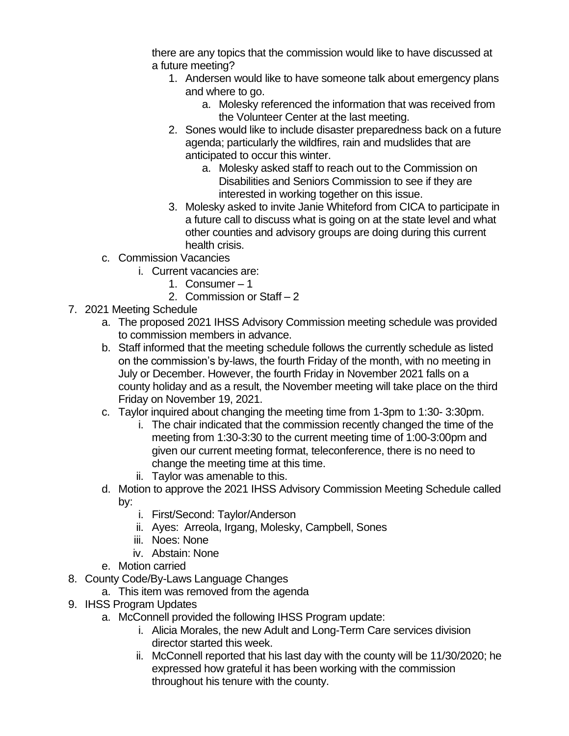there are any topics that the commission would like to have discussed at a future meeting?

1. Andersen would like to have someone talk about emergency plans and where to go.
   a. Molesky referenced the information that was received from the Volunteer Center at the last meeting.
2. Sones would like to include disaster preparedness back on a future agenda; particularly the wildfires, rain and mudslides that are anticipated to occur this winter.
   a. Molesky asked staff to reach out to the Commission on Disabilities and Seniors Commission to see if they are interested in working together on this issue.
3. Molesky asked to invite Janie Whiteford from CICA to participate in a future call to discuss what is going on at the state level and what other counties and advisory groups are doing during this current health crisis.

c. Commission Vacancies
   i. Current vacancies are:
      1. Consumer – 1
      2. Commission or Staff – 2

7. 2021 Meeting Schedule
   a. The proposed 2021 IHSS Advisory Commission meeting schedule was provided to commission members in advance.
   b. Staff informed that the meeting schedule follows the currently schedule as listed on the commission's by-laws, the fourth Friday of the month, with no meeting in July or December. However, the fourth Friday in November 2021 falls on a county holiday and as a result, the November meeting will take place on the third Friday on November 19, 2021.
   c. Taylor inquired about changing the meeting time from 1-3pm to 1:30- 3:30pm.
      i. The chair indicated that the commission recently changed the time of the meeting from 1:30-3:30 to the current meeting time of 1:00-3:00pm and given our current meeting format, teleconference, there is no need to change the meeting time at this time.
      ii. Taylor was amenable to this.
   d. Motion to approve the 2021 IHSS Advisory Commission Meeting Schedule called by:
      i. First/Second: Taylor/Anderson
      ii. Ayes: Arreola, Irgang, Molesky, Campbell, Sones
      iii. Noes: None
      iv. Abstain: None
   e. Motion carried

8. County Code/By-Laws Language Changes
   a. This item was removed from the agenda

9. IHSS Program Updates
   a. McConnell provided the following IHSS Program update:
      i. Alicia Morales, the new Adult and Long-Term Care services division director started this week.
      ii. McConnell reported that his last day with the county will be 11/30/2020; he expressed how grateful it has been working with the commission throughout his tenure with the county.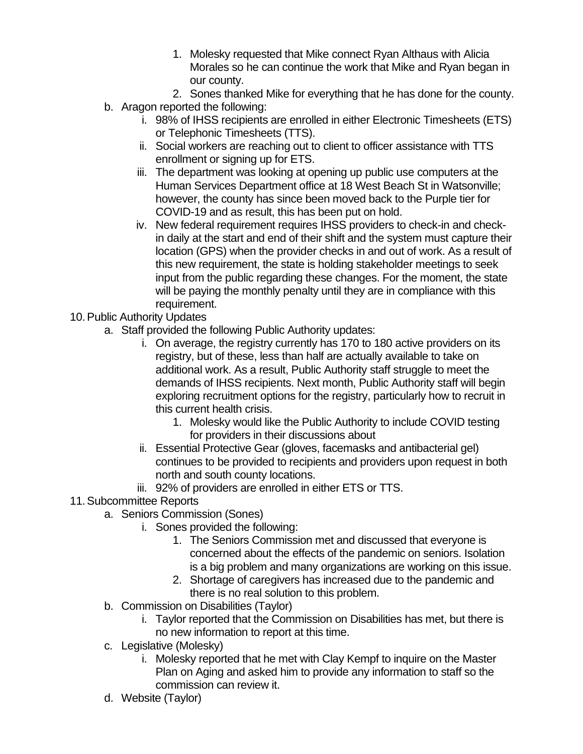1. Molesky requested that Mike connect Ryan Althaus with Alicia Morales so he can continue the work that Mike and Ryan began in our county.
2. Sones thanked Mike for everything that he has done for the county.

b. Aragon reported the following:
   i. 98% of IHSS recipients are enrolled in either Electronic Timesheets (ETS) or Telephonic Timesheets (TTS).
   ii. Social workers are reaching out to client to officer assistance with TTS enrollment or signing up for ETS.
   iii. The department was looking at opening up public use computers at the Human Services Department office at 18 West Beach St in Watsonville; however, the county has since been moved back to the Purple tier for COVID-19 and as result, this has been put on hold.
   iv. New federal requirement requires IHSS providers to check-in and check-in daily at the start and end of their shift and the system must capture their location (GPS) when the provider checks in and out of work. As a result of this new requirement, the state is holding stakeholder meetings to seek input from the public regarding these changes. For the moment, the state will be paying the monthly penalty until they are in compliance with this requirement.

10. Public Authority Updates
    a. Staff provided the following Public Authority updates:
       i. On average, the registry currently has 170 to 180 active providers on its registry, but of these, less than half are actually available to take on additional work. As a result, Public Authority staff struggle to meet the demands of IHSS recipients. Next month, Public Authority staff will begin exploring recruitment options for the registry, particularly how to recruit in this current health crisis.
          1. Molesky would like the Public Authority to include COVID testing for providers in their discussions about
       ii. Essential Protective Gear (gloves, facemasks and antibacterial gel) continues to be provided to recipients and providers upon request in both north and south county locations.
       iii. 92% of providers are enrolled in either ETS or TTS.

11. Subcommittee Reports
    a. Seniors Commission (Sones)
       i. Sones provided the following:
          1. The Seniors Commission met and discussed that everyone is concerned about the effects of the pandemic on seniors. Isolation is a big problem and many organizations are working on this issue.
          2. Shortage of caregivers has increased due to the pandemic and there is no real solution to this problem.
    b. Commission on Disabilities (Taylor)
       i. Taylor reported that the Commission on Disabilities has met, but there is no new information to report at this time.
    c. Legislative (Molesky)
       i. Molesky reported that he met with Clay Kempf to inquire on the Master Plan on Aging and asked him to provide any information to staff so the commission can review it.
    d. Website (Taylor)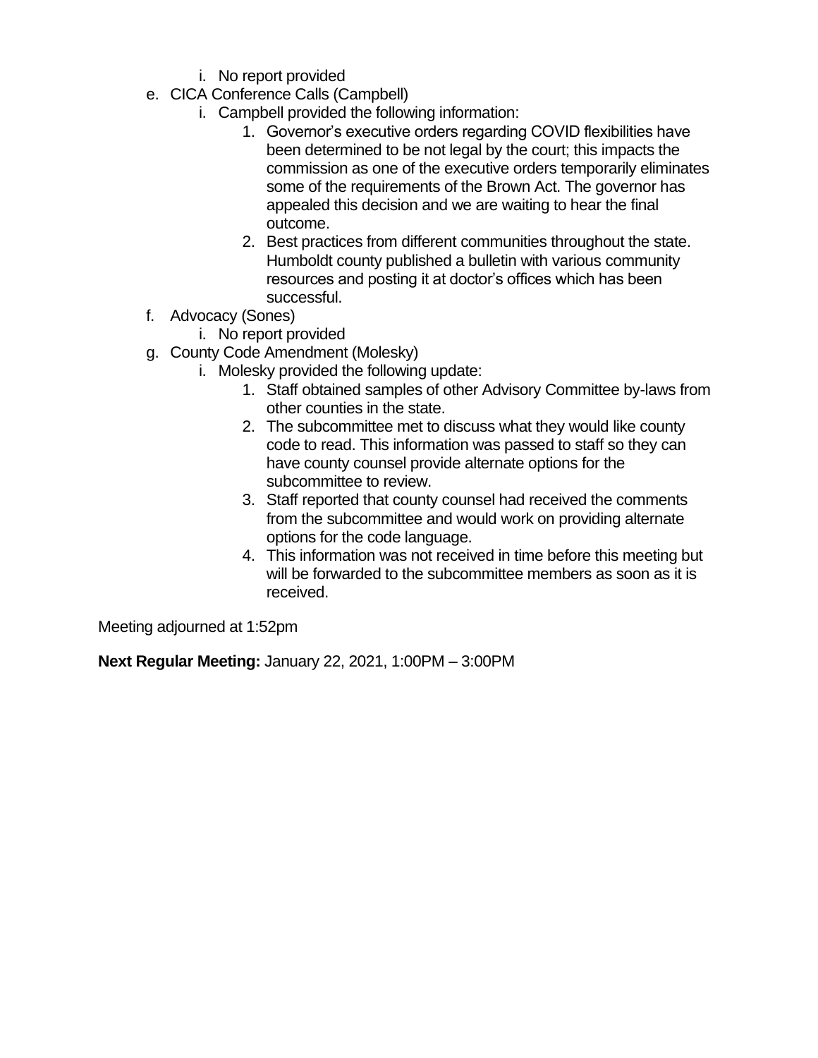i. No report provided

e. CICA Conference Calls (Campbell)
    i. Campbell provided the following information:
        1. Governor's executive orders regarding COVID flexibilities have been determined to be not legal by the court; this impacts the commission as one of the executive orders temporarily eliminates some of the requirements of the Brown Act. The governor has appealed this decision and we are waiting to hear the final outcome.
        2. Best practices from different communities throughout the state. Humboldt county published a bulletin with various community resources and posting it at doctor's offices which has been successful.

f. Advocacy (Sones)
    i. No report provided

g. County Code Amendment (Molesky)
    i. Molesky provided the following update:
        1. Staff obtained samples of other Advisory Committee by-laws from other counties in the state.
        2. The subcommittee met to discuss what they would like county code to read. This information was passed to staff so they can have county counsel provide alternate options for the subcommittee to review.
        3. Staff reported that county counsel had received the comments from the subcommittee and would work on providing alternate options for the code language.
        4. This information was not received in time before this meeting but will be forwarded to the subcommittee members as soon as it is received.

Meeting adjourned at 1:52pm

**Next Regular Meeting:** January 22, 2021, 1:00PM – 3:00PM